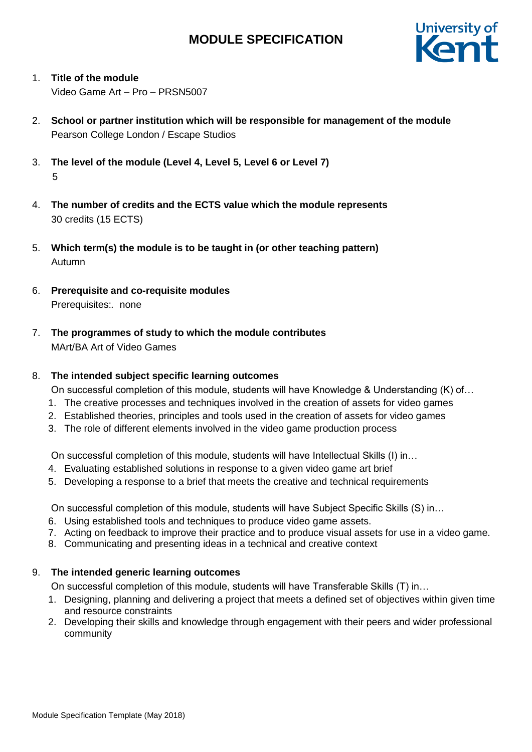# MODULE SPECIFICATION

1. **Title of the module**
   Video Game Art – Pro – PRSN5007

2. **School or partner institution which will be responsible for management of the module**
   Pearson College London / Escape Studios

3. **The level of the module (Level 4, Level 5, Level 6 or Level 7)**
   5

4. **The number of credits and the ECTS value which the module represents**
   30 credits (15 ECTS)

5. **Which term(s) the module is to be taught in (or other teaching pattern)**
   Autumn

6. **Prerequisite and co-requisite modules**
   Prerequisites:. none

7. **The programmes of study to which the module contributes**
   MArt/BA Art of Video Games

8. **The intended subject specific learning outcomes**
   On successful completion of this module, students will have Knowledge & Understanding (K) of…
   1. The creative processes and techniques involved in the creation of assets for video games
   2. Established theories, principles and tools used in the creation of assets for video games
   3. The role of different elements involved in the video game production process

   On successful completion of this module, students will have Intellectual Skills (I) in…

   4. Evaluating established solutions in response to a given video game art brief
   5. Developing a response to a brief that meets the creative and technical requirements

   On successful completion of this module, students will have Subject Specific Skills (S) in…

   6. Using established tools and techniques to produce video game assets.
   7. Acting on feedback to improve their practice and to produce visual assets for use in a video game.
   8. Communicating and presenting ideas in a technical and creative context

9. **The intended generic learning outcomes**
   On successful completion of this module, students will have Transferable Skills (T) in…
   1. Designing, planning and delivering a project that meets a defined set of objectives within given time and resource constraints
   2. Developing their skills and knowledge through engagement with their peers and wider professional community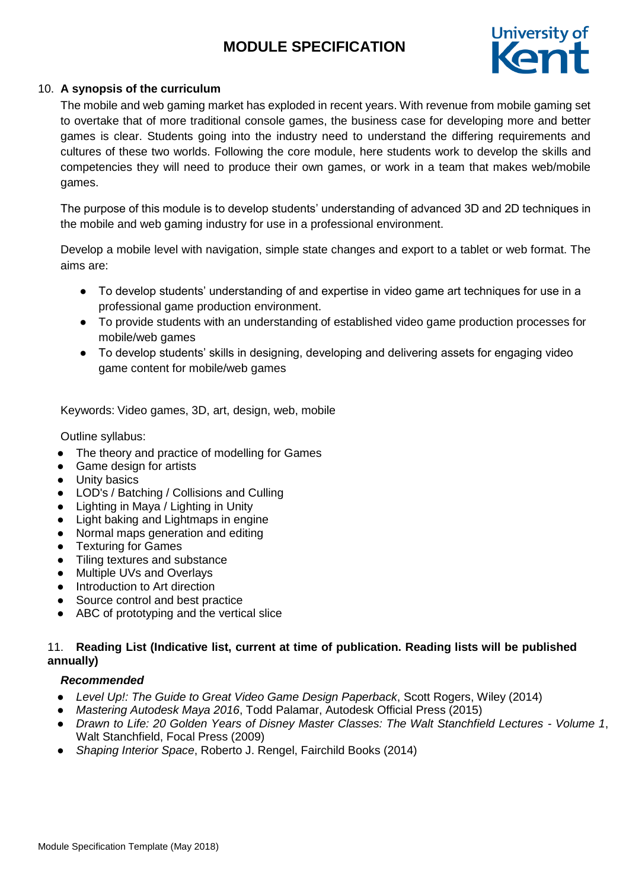10. **A synopsis of the curriculum**

The mobile and web gaming market has exploded in recent years. With revenue from mobile gaming set to overtake that of more traditional console games, the business case for developing more and better games is clear. Students going into the industry need to understand the differing requirements and cultures of these two worlds. Following the core module, here students work to develop the skills and competencies they will need to produce their own games, or work in a team that makes web/mobile games.

The purpose of this module is to develop students' understanding of advanced 3D and 2D techniques in the mobile and web gaming industry for use in a professional environment.

Develop a mobile level with navigation, simple state changes and export to a tablet or web format. The aims are:

- To develop students' understanding of and expertise in video game art techniques for use in a professional game production environment.
- To provide students with an understanding of established video game production processes for mobile/web games
- To develop students' skills in designing, developing and delivering assets for engaging video game content for mobile/web games

Keywords: Video games, 3D, art, design, web, mobile

Outline syllabus:

- The theory and practice of modelling for Games
- Game design for artists
- Unity basics
- LOD's / Batching / Collisions and Culling
- Lighting in Maya / Lighting in Unity
- Light baking and Lightmaps in engine
- Normal maps generation and editing
- Texturing for Games
- Tiling textures and substance
- Multiple UVs and Overlays
- Introduction to Art direction
- Source control and best practice
- ABC of prototyping and the vertical slice

11. **Reading List (Indicative list, current at time of publication. Reading lists will be published annually)**

***Recommended***

- *Level Up!: The Guide to Great Video Game Design Paperback*, Scott Rogers, Wiley (2014)
- *Mastering Autodesk Maya 2016*, Todd Palamar, Autodesk Official Press (2015)
- *Drawn to Life: 20 Golden Years of Disney Master Classes: The Walt Stanchfield Lectures - Volume 1*, Walt Stanchfield, Focal Press (2009)
- *Shaping Interior Space*, Roberto J. Rengel, Fairchild Books (2014)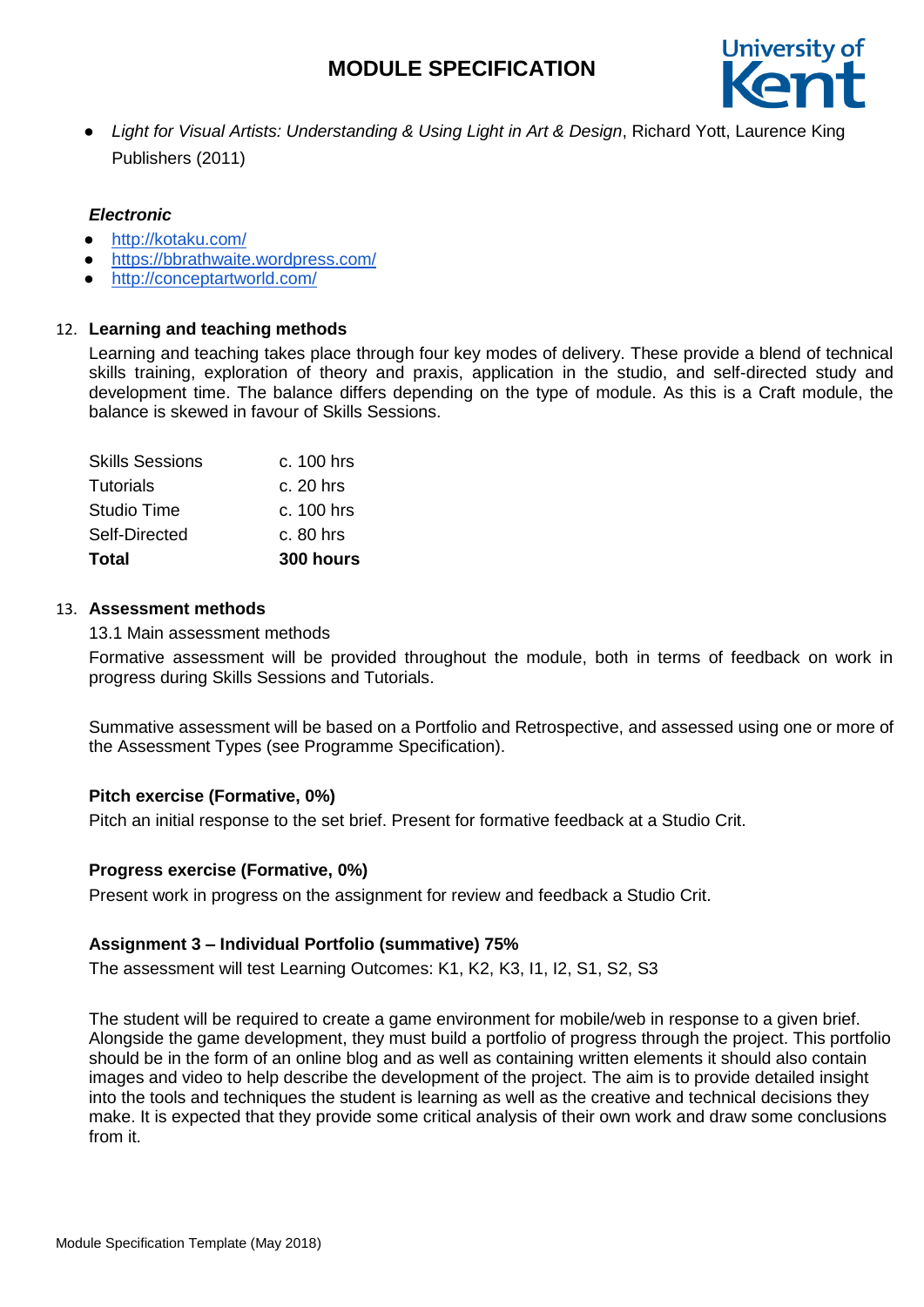- *Light for Visual Artists: Understanding & Using Light in Art & Design*, Richard Yott, Laurence King Publishers (2011)

***Electronic***

- http://kotaku.com/
- https://bbrathwaite.wordpress.com/
- http://conceptartworld.com/

12. **Learning and teaching methods**

Learning and teaching takes place through four key modes of delivery. These provide a blend of technical skills training, exploration of theory and praxis, application in the studio, and self-directed study and development time. The balance differs depending on the type of module. As this is a Craft module, the balance is skewed in favour of Skills Sessions.

| | |
|---|---|
| Skills Sessions | c. 100 hrs |
| Tutorials | c. 20 hrs |
| Studio Time | c. 100 hrs |
| Self-Directed | c. 80 hrs |
| **Total** | **300 hours** |

13. **Assessment methods**

13.1 Main assessment methods

Formative assessment will be provided throughout the module, both in terms of feedback on work in progress during Skills Sessions and Tutorials.

Summative assessment will be based on a Portfolio and Retrospective, and assessed using one or more of the Assessment Types (see Programme Specification).

**Pitch exercise (Formative, 0%)**

Pitch an initial response to the set brief. Present for formative feedback at a Studio Crit.

**Progress exercise (Formative, 0%)**

Present work in progress on the assignment for review and feedback a Studio Crit.

**Assignment 3 – Individual Portfolio (summative) 75%**

The assessment will test Learning Outcomes: K1, K2, K3, I1, I2, S1, S2, S3

The student will be required to create a game environment for mobile/web in response to a given brief. Alongside the game development, they must build a portfolio of progress through the project. This portfolio should be in the form of an online blog and as well as containing written elements it should also contain images and video to help describe the development of the project. The aim is to provide detailed insight into the tools and techniques the student is learning as well as the creative and technical decisions they make. It is expected that they provide some critical analysis of their own work and draw some conclusions from it.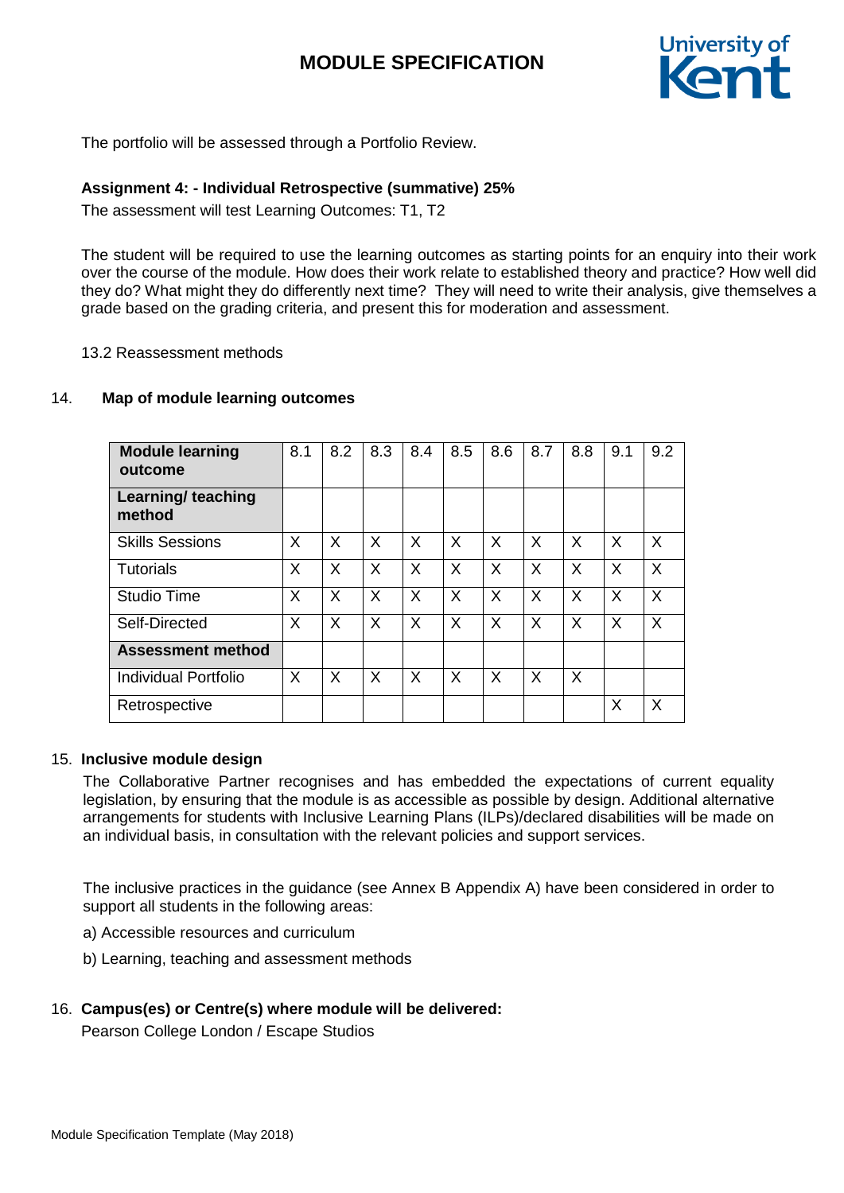The portfolio will be assessed through a Portfolio Review.

**Assignment 4: - Individual Retrospective (summative) 25%**

The assessment will test Learning Outcomes: T1, T2

The student will be required to use the learning outcomes as starting points for an enquiry into their work over the course of the module. How does their work relate to established theory and practice? How well did they do? What might they do differently next time? They will need to write their analysis, give themselves a grade based on the grading criteria, and present this for moderation and assessment.

13.2 Reassessment methods

## 14. Map of module learning outcomes

| **Module learning outcome** | 8.1 | 8.2 | 8.3 | 8.4 | 8.5 | 8.6 | 8.7 | 8.8 | 9.1 | 9.2 |
|---|---|---|---|---|---|---|---|---|---|---|
| **Learning/ teaching method** | | | | | | | | | | |
| Skills Sessions | X | X | X | X | X | X | X | X | X | X |
| Tutorials | X | X | X | X | X | X | X | X | X | X |
| Studio Time | X | X | X | X | X | X | X | X | X | X |
| Self-Directed | X | X | X | X | X | X | X | X | X | X |
| **Assessment method** | | | | | | | | | | |
| Individual Portfolio | X | X | X | X | X | X | X | X | | |
| Retrospective | | | | | | | | | X | X |

## 15. Inclusive module design

The Collaborative Partner recognises and has embedded the expectations of current equality legislation, by ensuring that the module is as accessible as possible by design. Additional alternative arrangements for students with Inclusive Learning Plans (ILPs)/declared disabilities will be made on an individual basis, in consultation with the relevant policies and support services.

The inclusive practices in the guidance (see Annex B Appendix A) have been considered in order to support all students in the following areas:

a) Accessible resources and curriculum

b) Learning, teaching and assessment methods

## 16. Campus(es) or Centre(s) where module will be delivered:

Pearson College London / Escape Studios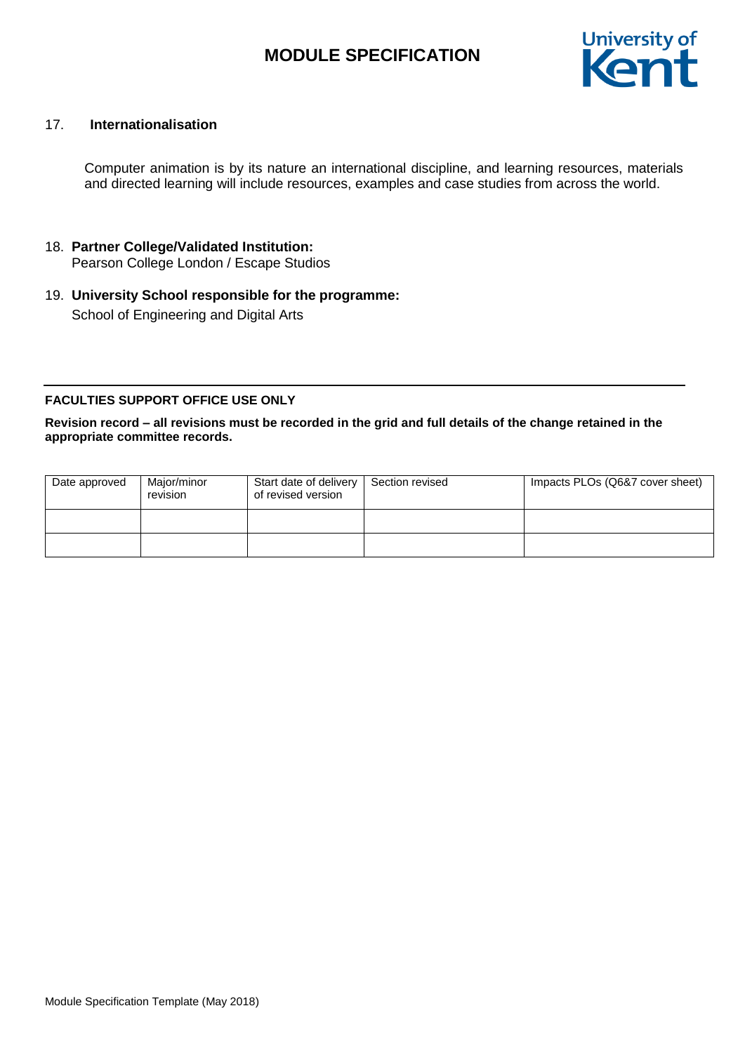17. **Internationalisation**

Computer animation is by its nature an international discipline, and learning resources, materials and directed learning will include resources, examples and case studies from across the world.

18. **Partner College/Validated Institution:**
Pearson College London / Escape Studios

19. **University School responsible for the programme:**
School of Engineering and Digital Arts

---

**FACULTIES SUPPORT OFFICE USE ONLY**

**Revision record – all revisions must be recorded in the grid and full details of the change retained in the appropriate committee records.**

| Date approved | Major/minor revision | Start date of delivery of revised version | Section revised | Impacts PLOs (Q6&7 cover sheet) |
|---|---|---|---|---|
| | | | | |
| | | | | |

Module Specification Template (May 2018)